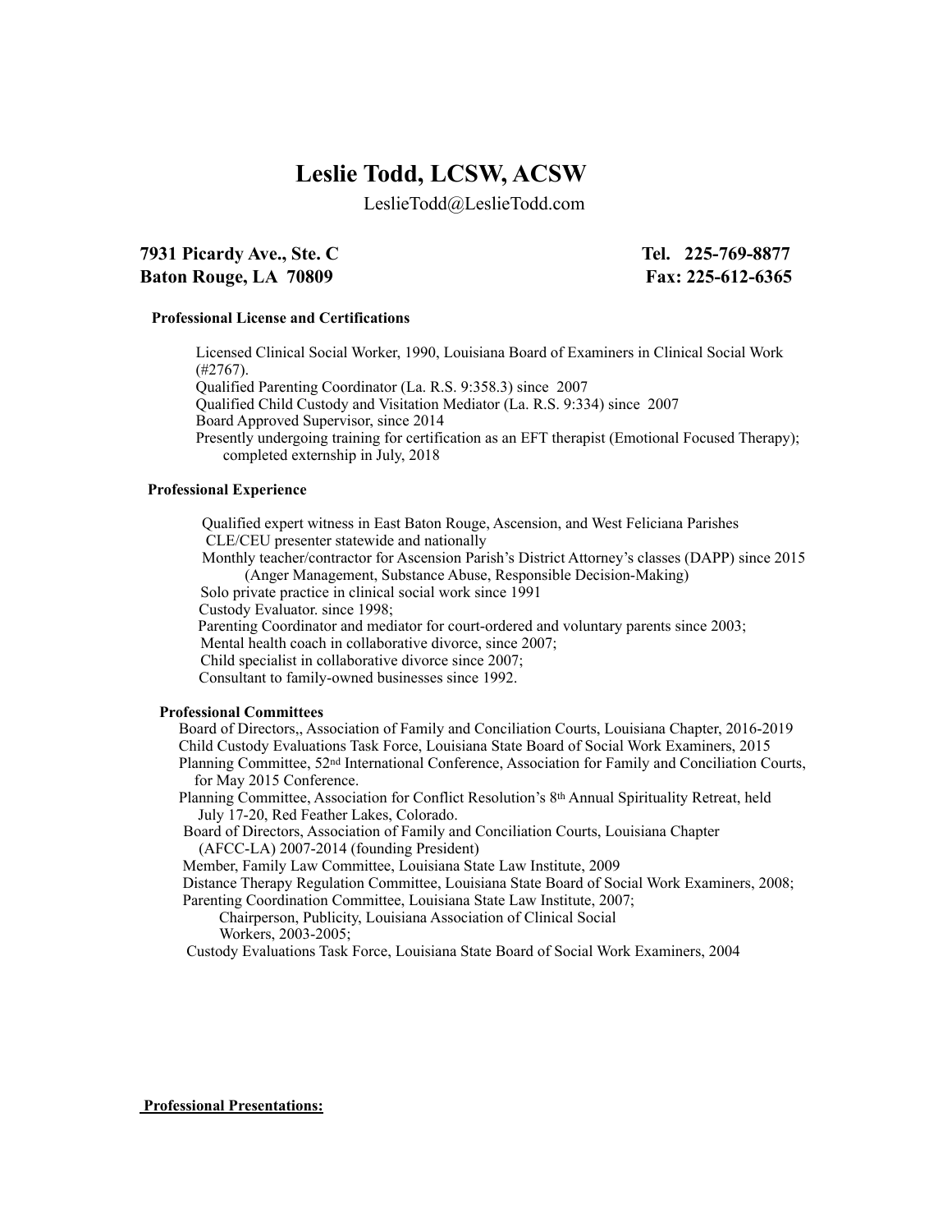# Leslie Todd, LCSW, ACSW

LeslieTodd@LeslieTodd.com

**7931 Picardy Ave., Ste. C**
**Baton Rouge, LA 70809**

**Tel. 225-769-8877**
**Fax: 225-612-6365**

### Professional License and Certifications

Licensed Clinical Social Worker, 1990, Louisiana Board of Examiners in Clinical Social Work (#2767).
Qualified Parenting Coordinator (La. R.S. 9:358.3) since 2007
Qualified Child Custody and Visitation Mediator (La. R.S. 9:334) since 2007
Board Approved Supervisor, since 2014
Presently undergoing training for certification as an EFT therapist (Emotional Focused Therapy); completed externship in July, 2018

### Professional Experience

Qualified expert witness in East Baton Rouge, Ascension, and West Feliciana Parishes
CLE/CEU presenter statewide and nationally
Monthly teacher/contractor for Ascension Parish's District Attorney's classes (DAPP) since 2015 (Anger Management, Substance Abuse, Responsible Decision-Making)
Solo private practice in clinical social work since 1991
Custody Evaluator. since 1998;
Parenting Coordinator and mediator for court-ordered and voluntary parents since 2003;
Mental health coach in collaborative divorce, since 2007;
Child specialist in collaborative divorce since 2007;
Consultant to family-owned businesses since 1992.

### Professional Committees

Board of Directors,, Association of Family and Conciliation Courts, Louisiana Chapter, 2016-2019
Child Custody Evaluations Task Force, Louisiana State Board of Social Work Examiners, 2015
Planning Committee, 52nd International Conference, Association for Family and Conciliation Courts, for May 2015 Conference.
Planning Committee, Association for Conflict Resolution's 8th Annual Spirituality Retreat, held July 17-20, Red Feather Lakes, Colorado.
Board of Directors, Association of Family and Conciliation Courts, Louisiana Chapter (AFCC-LA) 2007-2014 (founding President)
Member, Family Law Committee, Louisiana State Law Institute, 2009
Distance Therapy Regulation Committee, Louisiana State Board of Social Work Examiners, 2008;
Parenting Coordination Committee, Louisiana State Law Institute, 2007;
Chairperson, Publicity, Louisiana Association of Clinical Social Workers, 2003-2005;
Custody Evaluations Task Force, Louisiana State Board of Social Work Examiners, 2004

### Professional Presentations: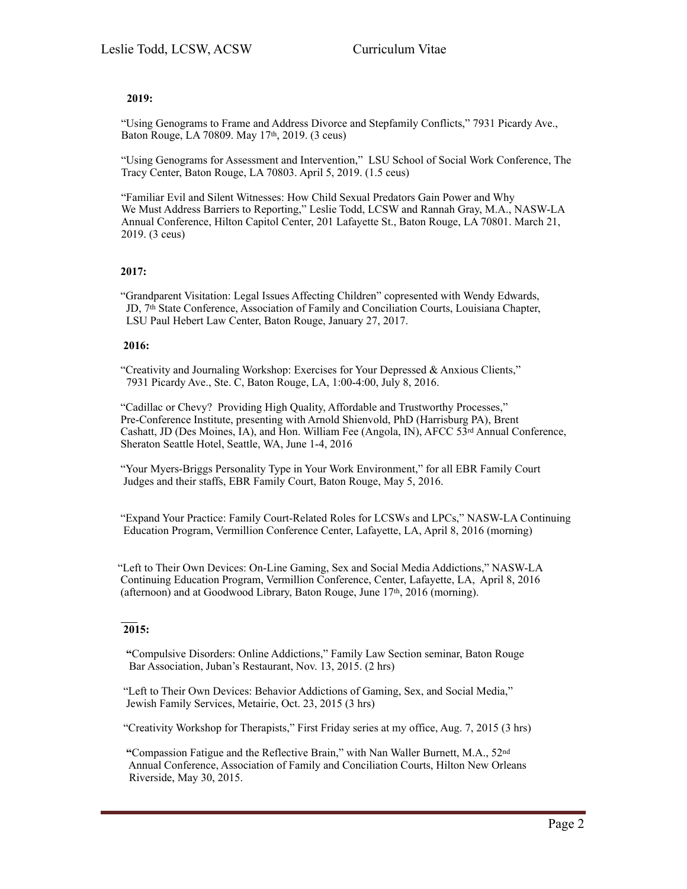**2019:**

"Using Genograms to Frame and Address Divorce and Stepfamily Conflicts," 7931 Picardy Ave., Baton Rouge, LA 70809. May 17th, 2019. (3 ceus)

"Using Genograms for Assessment and Intervention," LSU School of Social Work Conference, The Tracy Center, Baton Rouge, LA 70803. April 5, 2019. (1.5 ceus)

"Familiar Evil and Silent Witnesses: How Child Sexual Predators Gain Power and Why We Must Address Barriers to Reporting," Leslie Todd, LCSW and Rannah Gray, M.A., NASW-LA Annual Conference, Hilton Capitol Center, 201 Lafayette St., Baton Rouge, LA 70801. March 21, 2019. (3 ceus)

**2017:**

"Grandparent Visitation: Legal Issues Affecting Children" copresented with Wendy Edwards, JD, 7th State Conference, Association of Family and Conciliation Courts, Louisiana Chapter, LSU Paul Hebert Law Center, Baton Rouge, January 27, 2017.

**2016:**

"Creativity and Journaling Workshop: Exercises for Your Depressed & Anxious Clients," 7931 Picardy Ave., Ste. C, Baton Rouge, LA, 1:00-4:00, July 8, 2016.

"Cadillac or Chevy? Providing High Quality, Affordable and Trustworthy Processes," Pre-Conference Institute, presenting with Arnold Shienvold, PhD (Harrisburg PA), Brent Cashatt, JD (Des Moines, IA), and Hon. William Fee (Angola, IN), AFCC 53rd Annual Conference, Sheraton Seattle Hotel, Seattle, WA, June 1-4, 2016

"Your Myers-Briggs Personality Type in Your Work Environment," for all EBR Family Court Judges and their staffs, EBR Family Court, Baton Rouge, May 5, 2016.

"Expand Your Practice: Family Court-Related Roles for LCSWs and LPCs," NASW-LA Continuing Education Program, Vermillion Conference Center, Lafayette, LA, April 8, 2016 (morning)

"Left to Their Own Devices: On-Line Gaming, Sex and Social Media Addictions," NASW-LA Continuing Education Program, Vermillion Conference, Center, Lafayette, LA, April 8, 2016 (afternoon) and at Goodwood Library, Baton Rouge, June 17th, 2016 (morning).

**2015:**

"Compulsive Disorders: Online Addictions," Family Law Section seminar, Baton Rouge Bar Association, Juban's Restaurant, Nov. 13, 2015. (2 hrs)

"Left to Their Own Devices: Behavior Addictions of Gaming, Sex, and Social Media," Jewish Family Services, Metairie, Oct. 23, 2015 (3 hrs)

"Creativity Workshop for Therapists," First Friday series at my office, Aug. 7, 2015 (3 hrs)

"Compassion Fatigue and the Reflective Brain," with Nan Waller Burnett, M.A., 52nd Annual Conference, Association of Family and Conciliation Courts, Hilton New Orleans Riverside, May 30, 2015.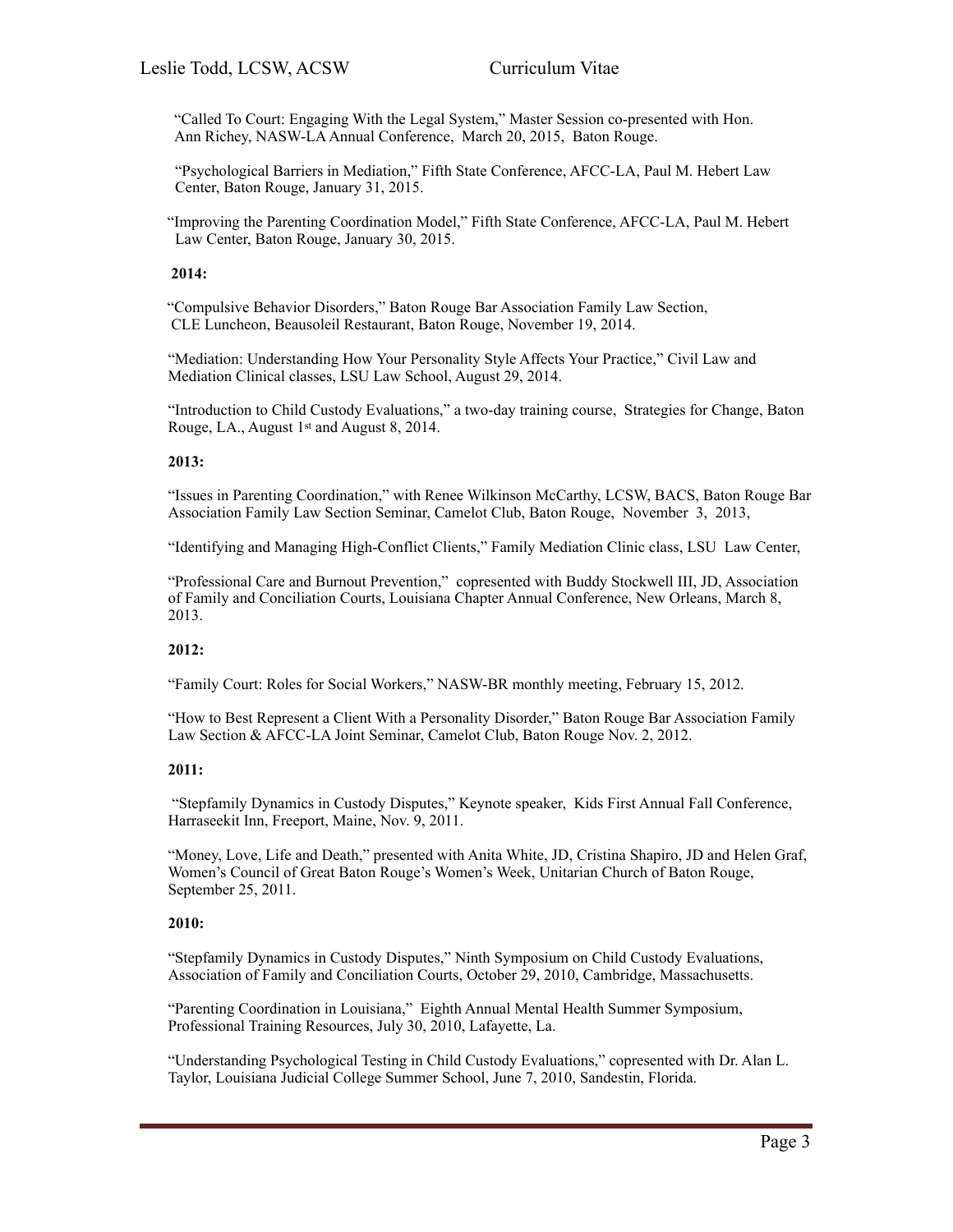"Called To Court: Engaging With the Legal System," Master Session co-presented with Hon. Ann Richey, NASW-LA Annual Conference, March 20, 2015, Baton Rouge.

"Psychological Barriers in Mediation," Fifth State Conference, AFCC-LA, Paul M. Hebert Law Center, Baton Rouge, January 31, 2015.

"Improving the Parenting Coordination Model," Fifth State Conference, AFCC-LA, Paul M. Hebert Law Center, Baton Rouge, January 30, 2015.

**2014:**

"Compulsive Behavior Disorders," Baton Rouge Bar Association Family Law Section, CLE Luncheon, Beausoleil Restaurant, Baton Rouge, November 19, 2014.

"Mediation: Understanding How Your Personality Style Affects Your Practice," Civil Law and Mediation Clinical classes, LSU Law School, August 29, 2014.

"Introduction to Child Custody Evaluations," a two-day training course, Strategies for Change, Baton Rouge, LA., August 1st and August 8, 2014.

**2013:**

"Issues in Parenting Coordination," with Renee Wilkinson McCarthy, LCSW, BACS, Baton Rouge Bar Association Family Law Section Seminar, Camelot Club, Baton Rouge, November 3, 2013,

"Identifying and Managing High-Conflict Clients," Family Mediation Clinic class, LSU Law Center,

"Professional Care and Burnout Prevention," copresented with Buddy Stockwell III, JD, Association of Family and Conciliation Courts, Louisiana Chapter Annual Conference, New Orleans, March 8, 2013.

**2012:**

"Family Court: Roles for Social Workers," NASW-BR monthly meeting, February 15, 2012.

"How to Best Represent a Client With a Personality Disorder," Baton Rouge Bar Association Family Law Section & AFCC-LA Joint Seminar, Camelot Club, Baton Rouge Nov. 2, 2012.

**2011:**

"Stepfamily Dynamics in Custody Disputes," Keynote speaker, Kids First Annual Fall Conference, Harraseekit Inn, Freeport, Maine, Nov. 9, 2011.

"Money, Love, Life and Death," presented with Anita White, JD, Cristina Shapiro, JD and Helen Graf, Women's Council of Great Baton Rouge's Women's Week, Unitarian Church of Baton Rouge, September 25, 2011.

**2010:**

"Stepfamily Dynamics in Custody Disputes," Ninth Symposium on Child Custody Evaluations, Association of Family and Conciliation Courts, October 29, 2010, Cambridge, Massachusetts.

"Parenting Coordination in Louisiana," Eighth Annual Mental Health Summer Symposium, Professional Training Resources, July 30, 2010, Lafayette, La.

"Understanding Psychological Testing in Child Custody Evaluations," copresented with Dr. Alan L. Taylor, Louisiana Judicial College Summer School, June 7, 2010, Sandestin, Florida.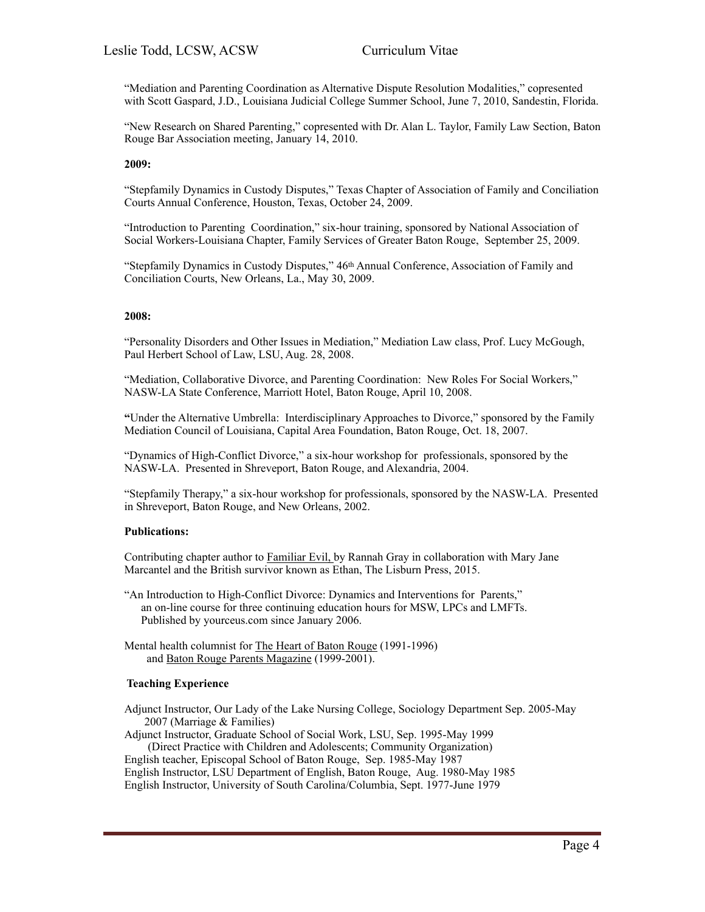"Mediation and Parenting Coordination as Alternative Dispute Resolution Modalities," copresented with Scott Gaspard, J.D., Louisiana Judicial College Summer School, June 7, 2010, Sandestin, Florida.

"New Research on Shared Parenting," copresented with Dr. Alan L. Taylor, Family Law Section, Baton Rouge Bar Association meeting, January 14, 2010.

**2009:**

"Stepfamily Dynamics in Custody Disputes," Texas Chapter of Association of Family and Conciliation Courts Annual Conference, Houston, Texas, October 24, 2009.

"Introduction to Parenting Coordination," six-hour training, sponsored by National Association of Social Workers-Louisiana Chapter, Family Services of Greater Baton Rouge, September 25, 2009.

"Stepfamily Dynamics in Custody Disputes," 46th Annual Conference, Association of Family and Conciliation Courts, New Orleans, La., May 30, 2009.

**2008:**

"Personality Disorders and Other Issues in Mediation," Mediation Law class, Prof. Lucy McGough, Paul Herbert School of Law, LSU, Aug. 28, 2008.

"Mediation, Collaborative Divorce, and Parenting Coordination: New Roles For Social Workers," NASW-LA State Conference, Marriott Hotel, Baton Rouge, April 10, 2008.

**"**Under the Alternative Umbrella: Interdisciplinary Approaches to Divorce," sponsored by the Family Mediation Council of Louisiana, Capital Area Foundation, Baton Rouge, Oct. 18, 2007.

"Dynamics of High-Conflict Divorce," a six-hour workshop for professionals, sponsored by the NASW-LA. Presented in Shreveport, Baton Rouge, and Alexandria, 2004.

"Stepfamily Therapy," a six-hour workshop for professionals, sponsored by the NASW-LA. Presented in Shreveport, Baton Rouge, and New Orleans, 2002.

**Publications:**

Contributing chapter author to Familiar Evil, by Rannah Gray in collaboration with Mary Jane Marcantel and the British survivor known as Ethan, The Lisburn Press, 2015.

"An Introduction to High-Conflict Divorce: Dynamics and Interventions for Parents," an on-line course for three continuing education hours for MSW, LPCs and LMFTs. Published by yourceus.com since January 2006.

Mental health columnist for The Heart of Baton Rouge (1991-1996) and Baton Rouge Parents Magazine (1999-2001).

**Teaching Experience**

Adjunct Instructor, Our Lady of the Lake Nursing College, Sociology Department Sep. 2005-May 2007 (Marriage & Families)
Adjunct Instructor, Graduate School of Social Work, LSU, Sep. 1995-May 1999 (Direct Practice with Children and Adolescents; Community Organization)
English teacher, Episcopal School of Baton Rouge, Sep. 1985-May 1987
English Instructor, LSU Department of English, Baton Rouge, Aug. 1980-May 1985
English Instructor, University of South Carolina/Columbia, Sept. 1977-June 1979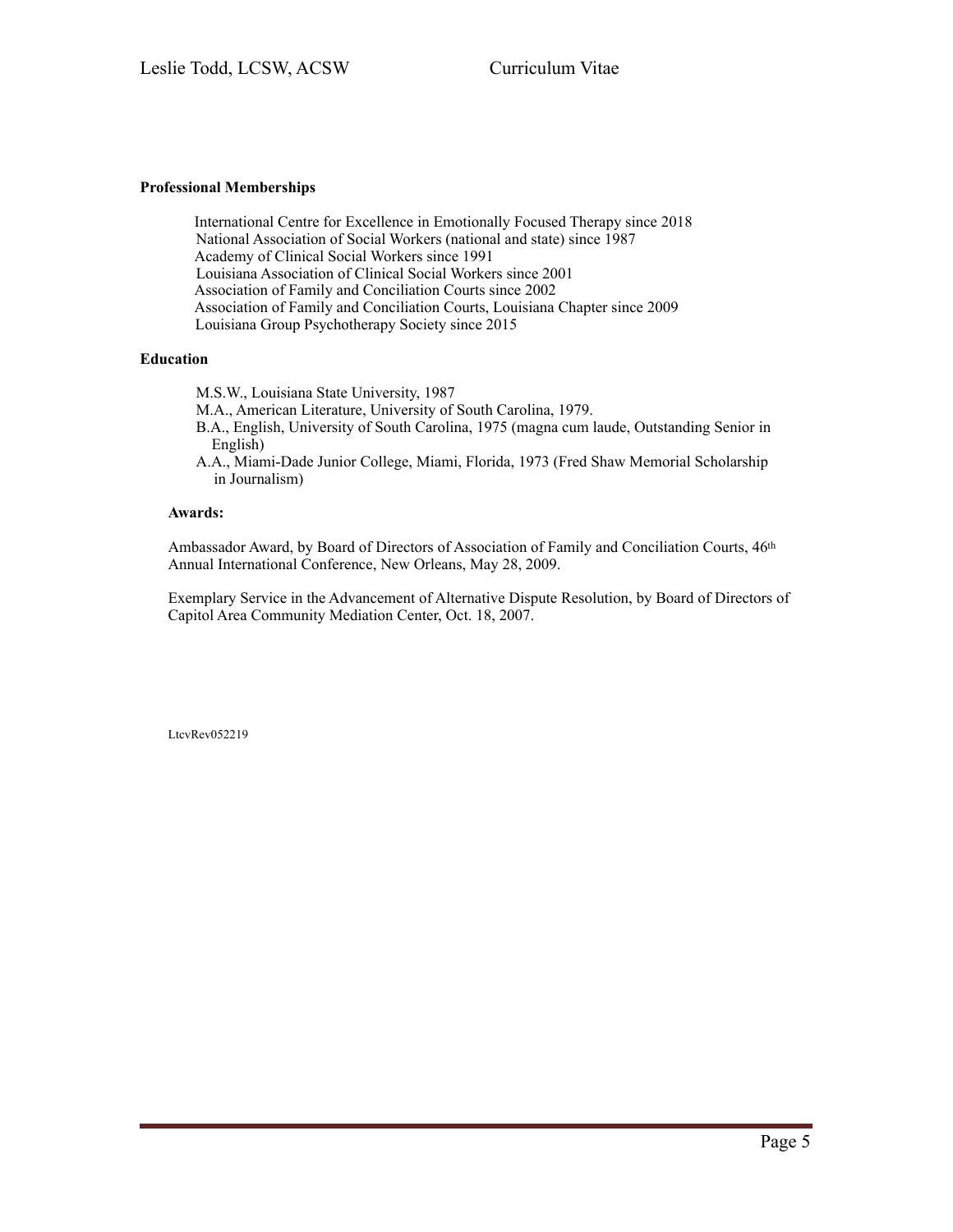**Professional Memberships**

International Centre for Excellence in Emotionally Focused Therapy since 2018
National Association of Social Workers (national and state) since 1987
Academy of Clinical Social Workers since 1991
Louisiana Association of Clinical Social Workers since 2001
Association of Family and Conciliation Courts since 2002
Association of Family and Conciliation Courts, Louisiana Chapter since 2009
Louisiana Group Psychotherapy Society since 2015

**Education**

M.S.W., Louisiana State University, 1987
M.A., American Literature, University of South Carolina, 1979.
B.A., English, University of South Carolina, 1975 (magna cum laude, Outstanding Senior in English)
A.A., Miami-Dade Junior College, Miami, Florida, 1973 (Fred Shaw Memorial Scholarship in Journalism)

**Awards:**

Ambassador Award, by Board of Directors of Association of Family and Conciliation Courts, 46th Annual International Conference, New Orleans, May 28, 2009.

Exemplary Service in the Advancement of Alternative Dispute Resolution, by Board of Directors of Capitol Area Community Mediation Center, Oct. 18, 2007.

LtcvRev052219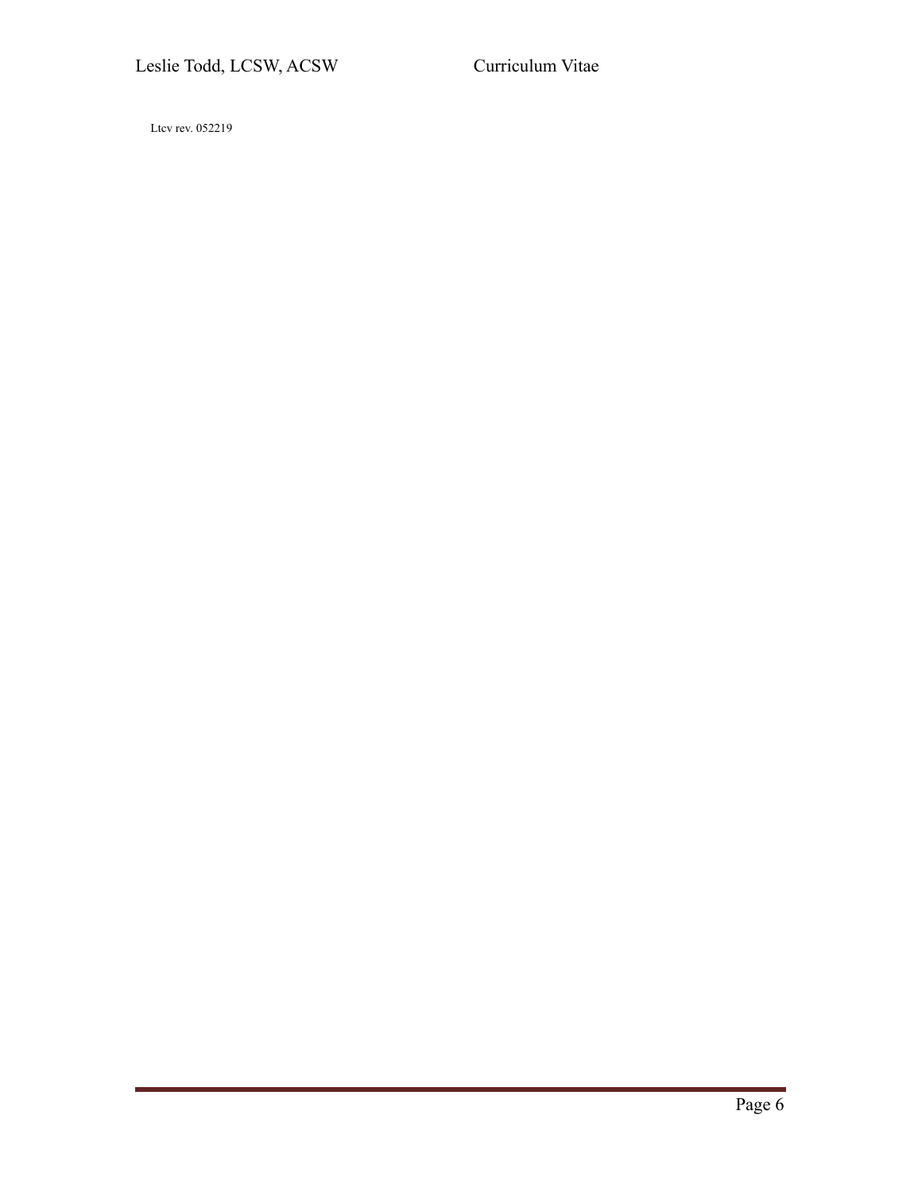Ltcv rev. 052219